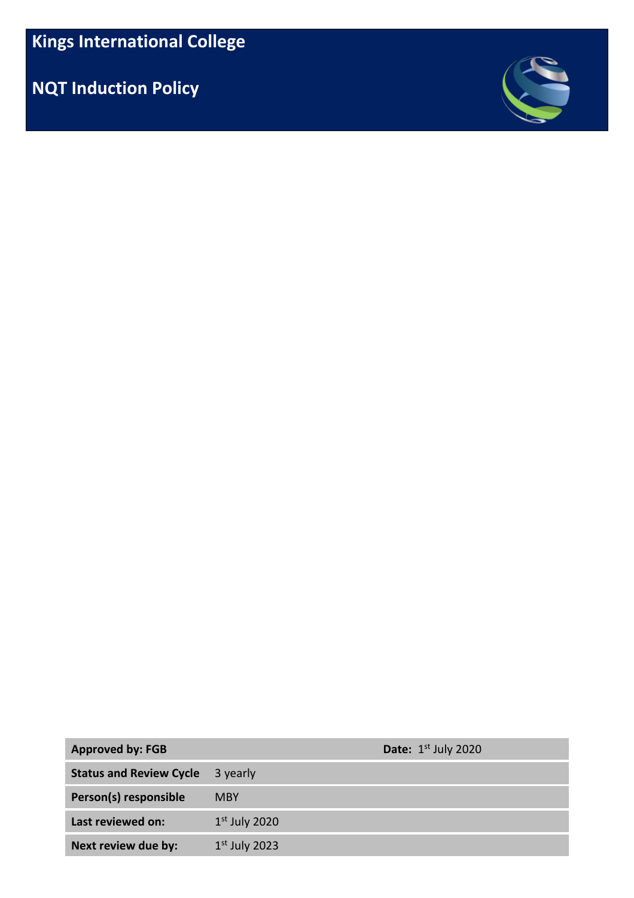# Kings International College

## NQT Induction Policy

| Approved by: FGB | | Date: 1st July 2020 |
|---|---|---|
| **Status and Review Cycle** | 3 yearly | |
| **Person(s) responsible** | MBY | |
| **Last reviewed on:** | 1st July 2020 | |
| **Next review due by:** | 1st July 2023 | |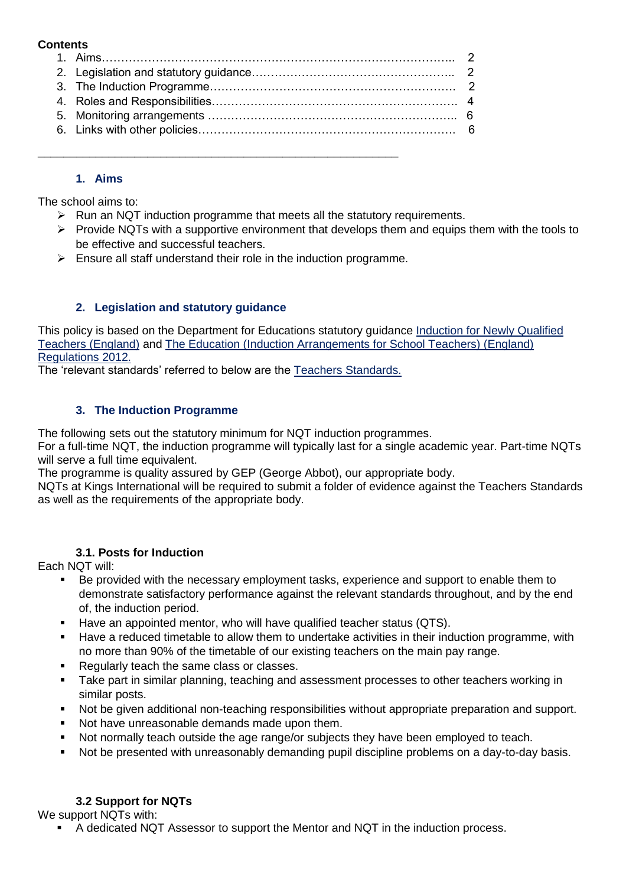**Contents**

1. Aims…………………………………………………………………………….. 2
2. Legislation and statutory guidance…………………………………………….. 2
3. The Induction Programme……………………………………………………… 2
4. Roles and Responsibilities………………………………………………………. 4
5. Monitoring arrangements ……………………………………………………….. 6
6. Links with other policies…………………………………………………………. 6

---

## 1. Aims

The school aims to:

- Run an NQT induction programme that meets all the statutory requirements.
- Provide NQTs with a supportive environment that develops them and equips them with the tools to be effective and successful teachers.
- Ensure all staff understand their role in the induction programme.

## 2. Legislation and statutory guidance

This policy is based on the Department for Educations statutory guidance Induction for Newly Qualified Teachers (England) and The Education (Induction Arrangements for School Teachers) (England) Regulations 2012.

The 'relevant standards' referred to below are the Teachers Standards.

## 3. The Induction Programme

The following sets out the statutory minimum for NQT induction programmes.

For a full-time NQT, the induction programme will typically last for a single academic year. Part-time NQTs will serve a full time equivalent.

The programme is quality assured by GEP (George Abbot), our appropriate body.

NQTs at Kings International will be required to submit a folder of evidence against the Teachers Standards as well as the requirements of the appropriate body.

### 3.1. Posts for Induction

Each NQT will:

- Be provided with the necessary employment tasks, experience and support to enable them to demonstrate satisfactory performance against the relevant standards throughout, and by the end of, the induction period.
- Have an appointed mentor, who will have qualified teacher status (QTS).
- Have a reduced timetable to allow them to undertake activities in their induction programme, with no more than 90% of the timetable of our existing teachers on the main pay range.
- Regularly teach the same class or classes.
- Take part in similar planning, teaching and assessment processes to other teachers working in similar posts.
- Not be given additional non-teaching responsibilities without appropriate preparation and support.
- Not have unreasonable demands made upon them.
- Not normally teach outside the age range/or subjects they have been employed to teach.
- Not be presented with unreasonably demanding pupil discipline problems on a day-to-day basis.

### 3.2 Support for NQTs

We support NQTs with:

- A dedicated NQT Assessor to support the Mentor and NQT in the induction process.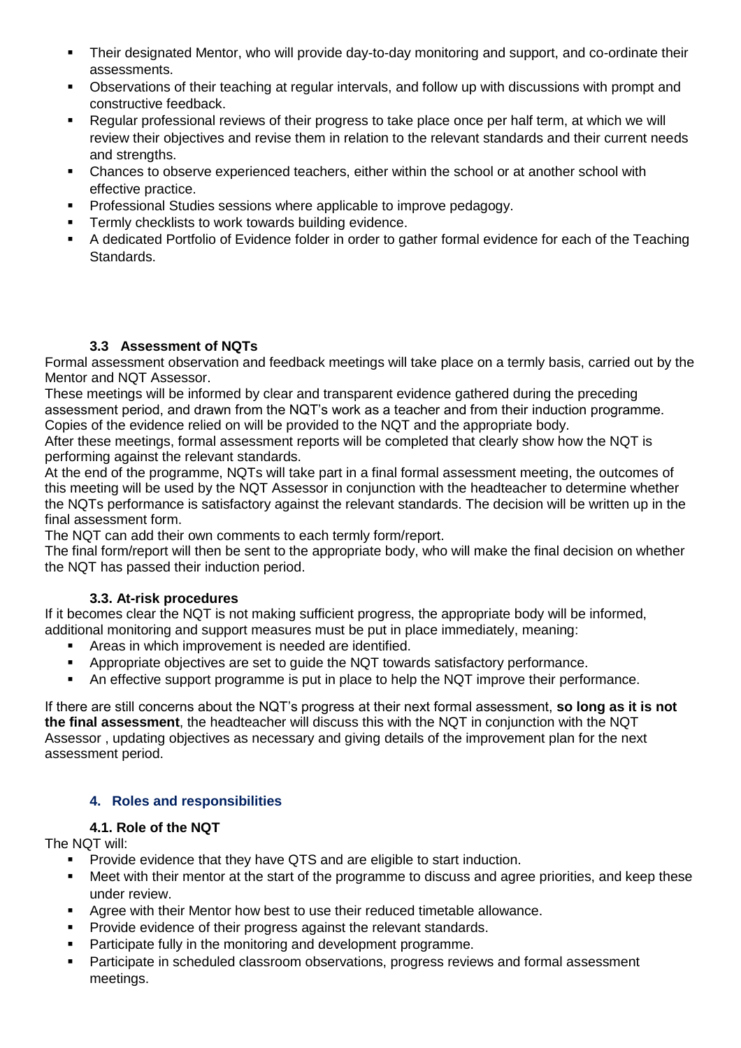- Their designated Mentor, who will provide day-to-day monitoring and support, and co-ordinate their assessments.
- Observations of their teaching at regular intervals, and follow up with discussions with prompt and constructive feedback.
- Regular professional reviews of their progress to take place once per half term, at which we will review their objectives and revise them in relation to the relevant standards and their current needs and strengths.
- Chances to observe experienced teachers, either within the school or at another school with effective practice.
- Professional Studies sessions where applicable to improve pedagogy.
- Termly checklists to work towards building evidence.
- A dedicated Portfolio of Evidence folder in order to gather formal evidence for each of the Teaching Standards.

### 3.3 Assessment of NQTs

Formal assessment observation and feedback meetings will take place on a termly basis, carried out by the Mentor and NQT Assessor.

These meetings will be informed by clear and transparent evidence gathered during the preceding assessment period, and drawn from the NQT's work as a teacher and from their induction programme. Copies of the evidence relied on will be provided to the NQT and the appropriate body.

After these meetings, formal assessment reports will be completed that clearly show how the NQT is performing against the relevant standards.

At the end of the programme, NQTs will take part in a final formal assessment meeting, the outcomes of this meeting will be used by the NQT Assessor in conjunction with the headteacher to determine whether the NQTs performance is satisfactory against the relevant standards. The decision will be written up in the final assessment form.

The NQT can add their own comments to each termly form/report.

The final form/report will then be sent to the appropriate body, who will make the final decision on whether the NQT has passed their induction period.

### 3.3. At-risk procedures

If it becomes clear the NQT is not making sufficient progress, the appropriate body will be informed, additional monitoring and support measures must be put in place immediately, meaning:

- Areas in which improvement is needed are identified.
- Appropriate objectives are set to guide the NQT towards satisfactory performance.
- An effective support programme is put in place to help the NQT improve their performance.

If there are still concerns about the NQT's progress at their next formal assessment, **so long as it is not the final assessment**, the headteacher will discuss this with the NQT in conjunction with the NQT Assessor , updating objectives as necessary and giving details of the improvement plan for the next assessment period.

## 4. Roles and responsibilities

### 4.1. Role of the NQT

The NQT will:

- Provide evidence that they have QTS and are eligible to start induction.
- Meet with their mentor at the start of the programme to discuss and agree priorities, and keep these under review.
- Agree with their Mentor how best to use their reduced timetable allowance.
- Provide evidence of their progress against the relevant standards.
- Participate fully in the monitoring and development programme.
- Participate in scheduled classroom observations, progress reviews and formal assessment meetings.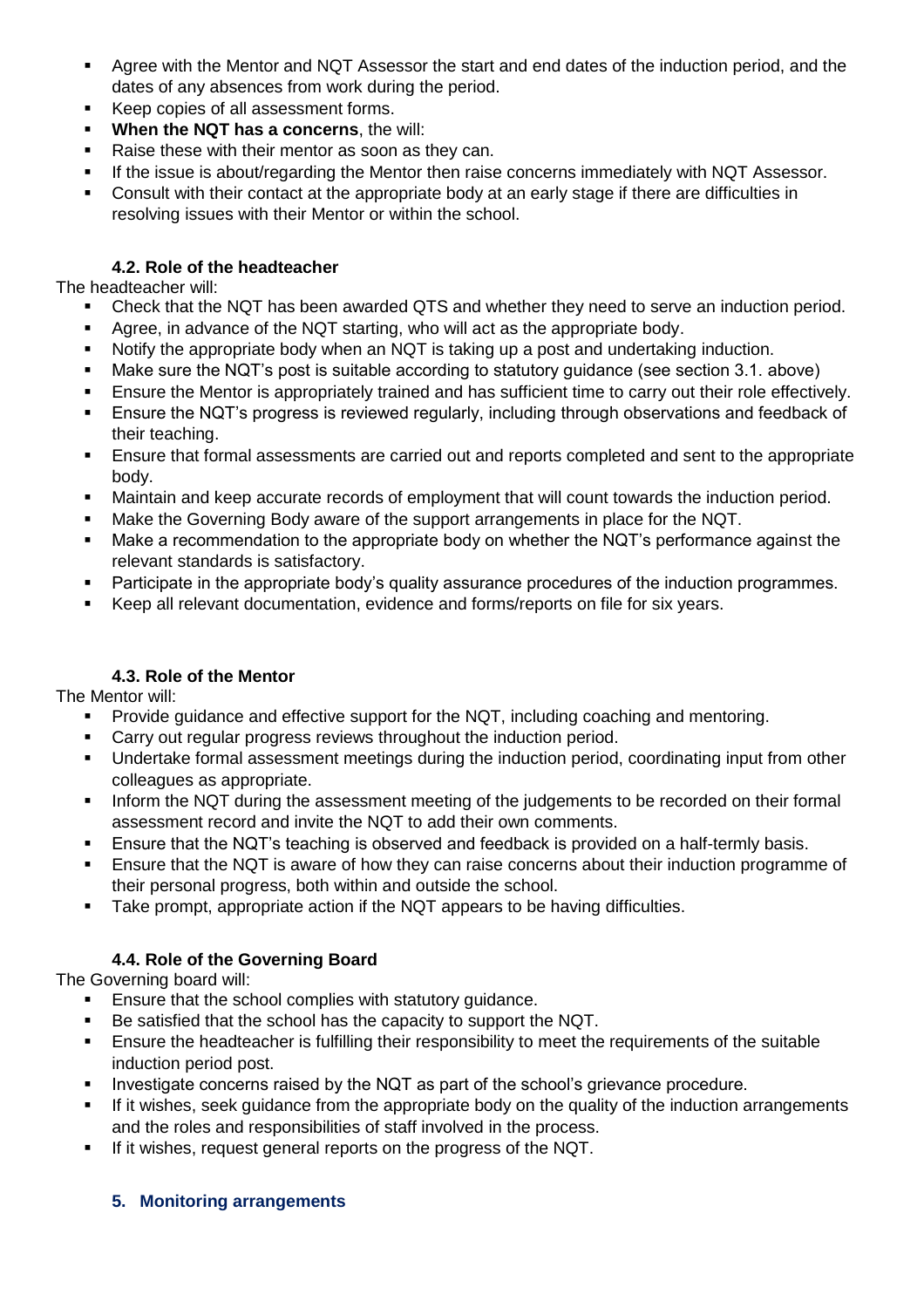- Agree with the Mentor and NQT Assessor the start and end dates of the induction period, and the dates of any absences from work during the period.
- Keep copies of all assessment forms.
- **When the NQT has a concerns**, the will:
- Raise these with their mentor as soon as they can.
- If the issue is about/regarding the Mentor then raise concerns immediately with NQT Assessor.
- Consult with their contact at the appropriate body at an early stage if there are difficulties in resolving issues with their Mentor or within the school.

### 4.2. Role of the headteacher

The headteacher will:

- Check that the NQT has been awarded QTS and whether they need to serve an induction period.
- Agree, in advance of the NQT starting, who will act as the appropriate body.
- Notify the appropriate body when an NQT is taking up a post and undertaking induction.
- Make sure the NQT's post is suitable according to statutory guidance (see section 3.1. above)
- Ensure the Mentor is appropriately trained and has sufficient time to carry out their role effectively.
- Ensure the NQT's progress is reviewed regularly, including through observations and feedback of their teaching.
- Ensure that formal assessments are carried out and reports completed and sent to the appropriate body.
- Maintain and keep accurate records of employment that will count towards the induction period.
- Make the Governing Body aware of the support arrangements in place for the NQT.
- Make a recommendation to the appropriate body on whether the NQT's performance against the relevant standards is satisfactory.
- Participate in the appropriate body's quality assurance procedures of the induction programmes.
- Keep all relevant documentation, evidence and forms/reports on file for six years.

### 4.3. Role of the Mentor

The Mentor will:

- Provide guidance and effective support for the NQT, including coaching and mentoring.
- Carry out regular progress reviews throughout the induction period.
- Undertake formal assessment meetings during the induction period, coordinating input from other colleagues as appropriate.
- Inform the NQT during the assessment meeting of the judgements to be recorded on their formal assessment record and invite the NQT to add their own comments.
- Ensure that the NQT's teaching is observed and feedback is provided on a half-termly basis.
- Ensure that the NQT is aware of how they can raise concerns about their induction programme of their personal progress, both within and outside the school.
- Take prompt, appropriate action if the NQT appears to be having difficulties.

### 4.4. Role of the Governing Board

The Governing board will:

- Ensure that the school complies with statutory guidance.
- Be satisfied that the school has the capacity to support the NQT.
- Ensure the headteacher is fulfilling their responsibility to meet the requirements of the suitable induction period post.
- Investigate concerns raised by the NQT as part of the school's grievance procedure.
- If it wishes, seek guidance from the appropriate body on the quality of the induction arrangements and the roles and responsibilities of staff involved in the process.
- If it wishes, request general reports on the progress of the NQT.

## 5. Monitoring arrangements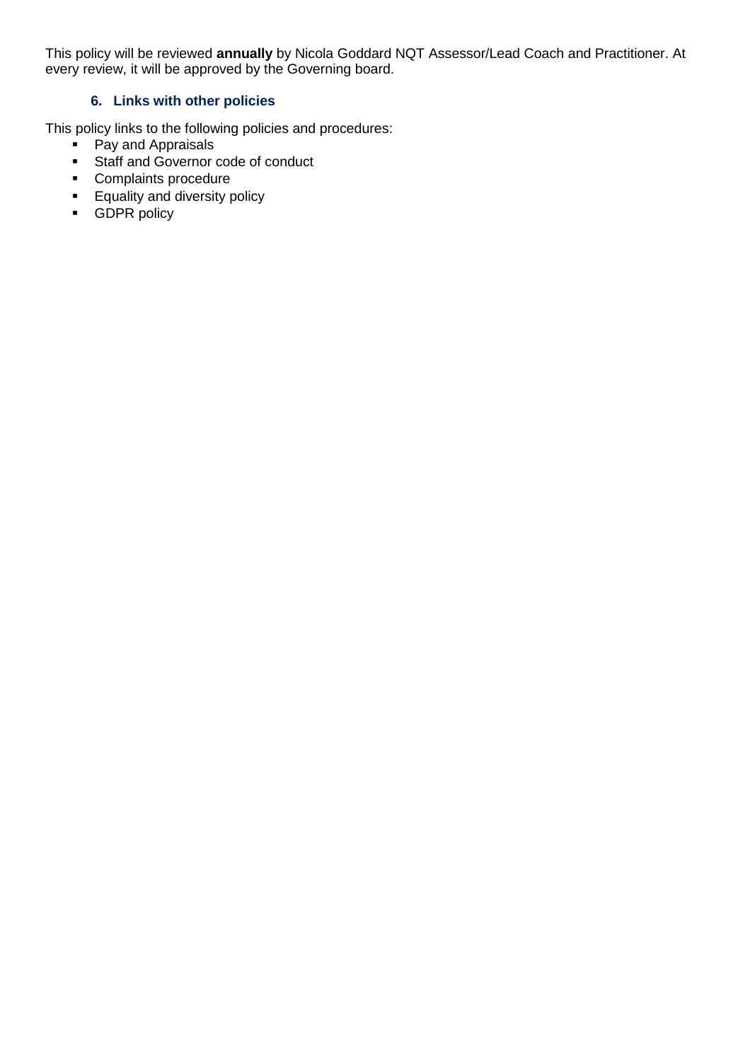This policy will be reviewed **annually** by Nicola Goddard NQT Assessor/Lead Coach and Practitioner. At every review, it will be approved by the Governing board.

### 6. Links with other policies

This policy links to the following policies and procedures:

- Pay and Appraisals
- Staff and Governor code of conduct
- Complaints procedure
- Equality and diversity policy
- GDPR policy